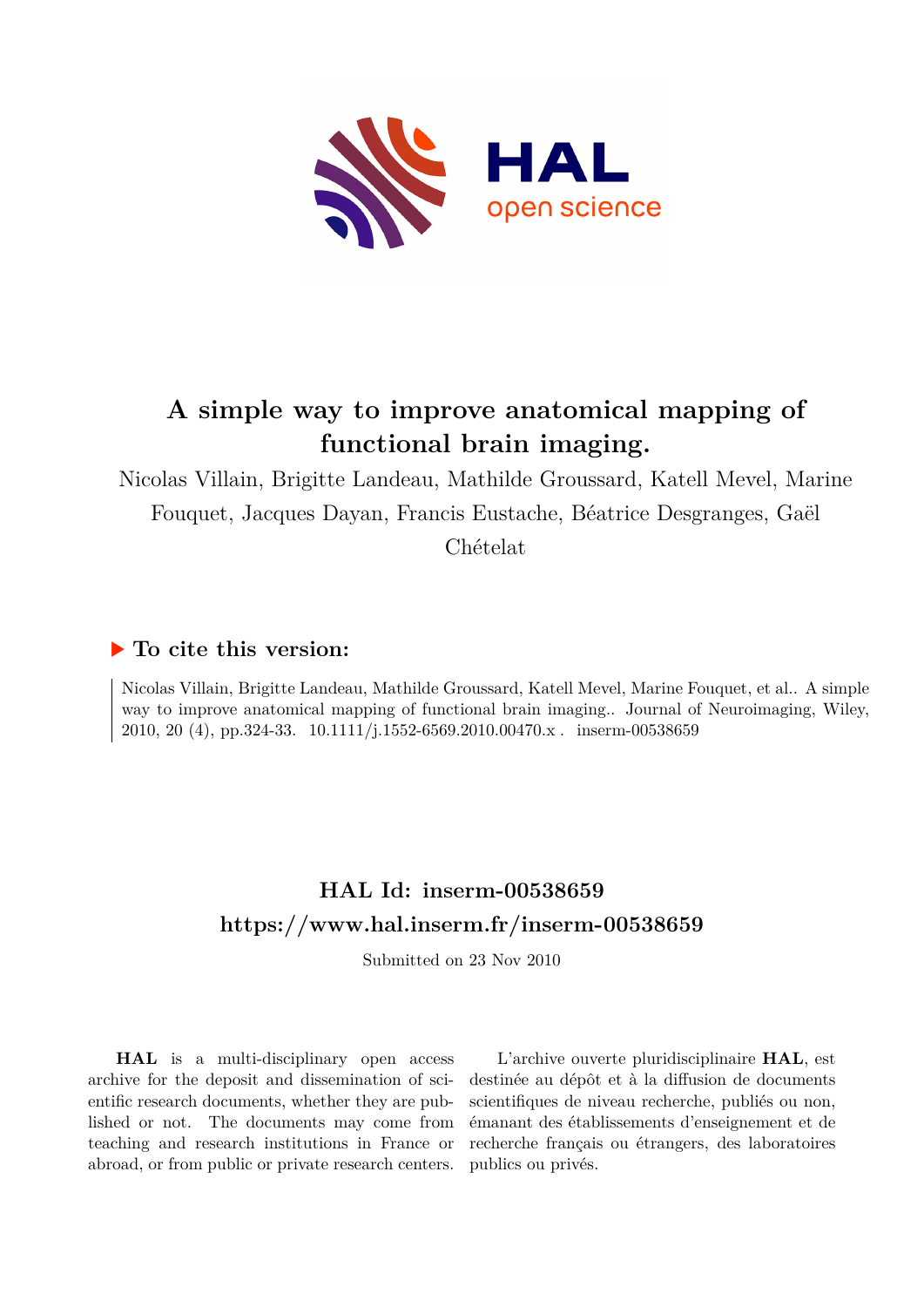# A simple way to improve anatomical mapping of functional brain imaging.

Nicolas Villain, Brigitte Landeau, Mathilde Groussard, Katell Mevel, Marine Fouquet, Jacques Dayan, Francis Eustache, Béatrice Desgranges, Gaël Chételat

## ▶ To cite this version:

Nicolas Villain, Brigitte Landeau, Mathilde Groussard, Katell Mevel, Marine Fouquet, et al.. A simple way to improve anatomical mapping of functional brain imaging.. Journal of Neuroimaging, Wiley, 2010, 20 (4), pp.324-33. 10.1111/j.1552-6569.2010.00470.x . inserm-00538659

## HAL Id: inserm-00538659
## https://www.hal.inserm.fr/inserm-00538659

Submitted on 23 Nov 2010

**HAL** is a multi-disciplinary open access archive for the deposit and dissemination of scientific research documents, whether they are published or not. The documents may come from teaching and research institutions in France or abroad, or from public or private research centers.

L'archive ouverte pluridisciplinaire **HAL**, est destinée au dépôt et à la diffusion de documents scientifiques de niveau recherche, publiés ou non, émanant des établissements d'enseignement et de recherche français ou étrangers, des laboratoires publics ou privés.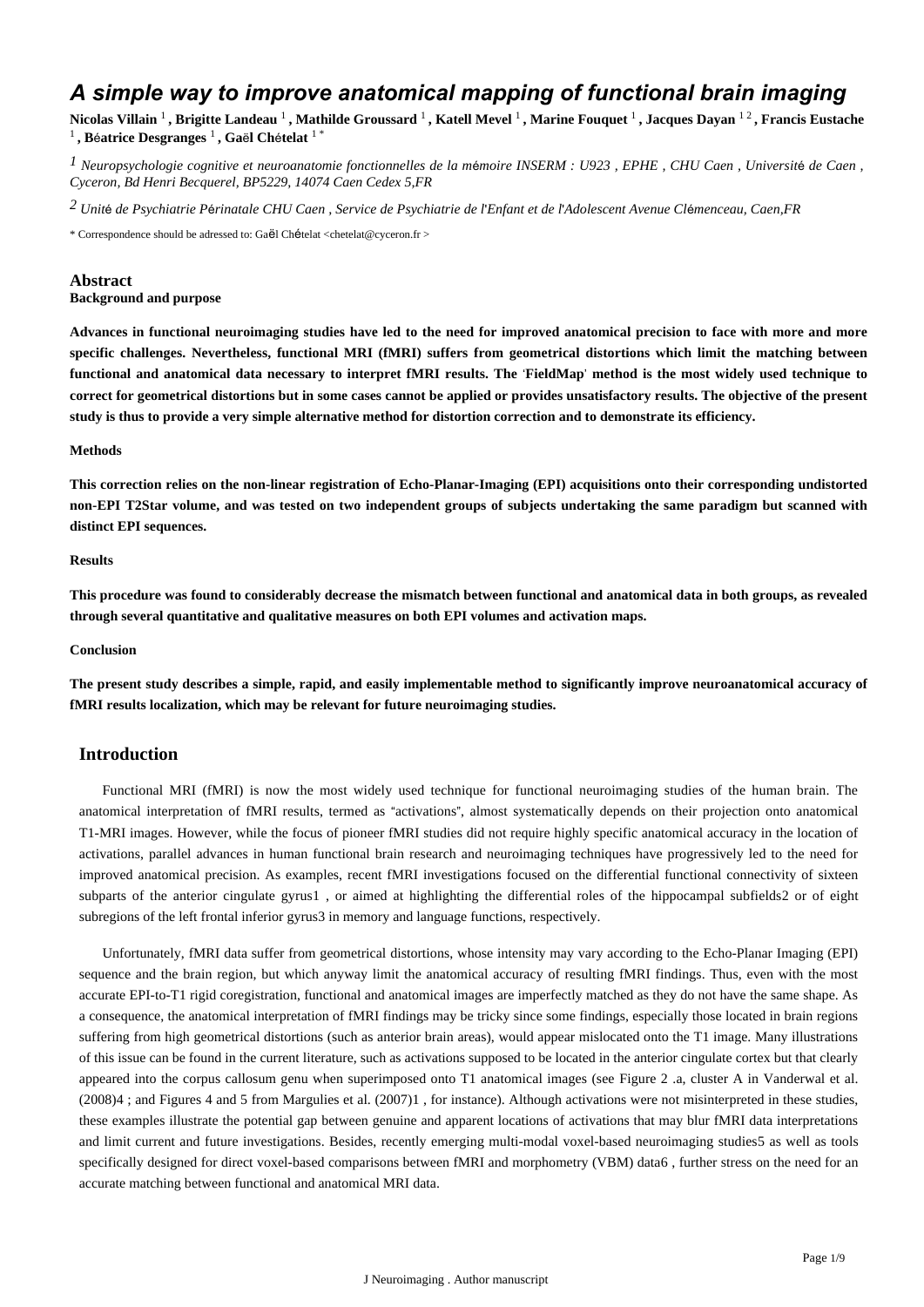# A simple way to improve anatomical mapping of functional brain imaging

**Nicolas Villain** [1], **Brigitte Landeau** [1], **Mathilde Groussard** [1], **Katell Mevel** [1], **Marine Fouquet** [1], **Jacques Dayan** [1,2], **Francis Eustache** [1], **Béatrice Desgranges** [1], **Gaël Chételat** [1,*]

[1] *Neuropsychologie cognitive et neuroanatomie fonctionnelles de la mémoire INSERM : U923 , EPHE , CHU Caen , Université de Caen , Cyceron, Bd Henri Becquerel, BP5229, 14074 Caen Cedex 5,FR*

[2] *Unité de Psychiatrie Périnatale CHU Caen , Service de Psychiatrie de l'Enfant et de l'Adolescent Avenue Clémenceau, Caen,FR*

* Correspondence should be adressed to: Gaël Chételat <chetelat@cyceron.fr >

## Abstract

### Background and purpose

**Advances in functional neuroimaging studies have led to the need for improved anatomical precision to face with more and more specific challenges. Nevertheless, functional MRI (fMRI) suffers from geometrical distortions which limit the matching between functional and anatomical data necessary to interpret fMRI results. The 'FieldMap' method is the most widely used technique to correct for geometrical distortions but in some cases cannot be applied or provides unsatisfactory results. The objective of the present study is thus to provide a very simple alternative method for distortion correction and to demonstrate its efficiency.**

### Methods

**This correction relies on the non-linear registration of Echo-Planar-Imaging (EPI) acquisitions onto their corresponding undistorted non-EPI T2Star volume, and was tested on two independent groups of subjects undertaking the same paradigm but scanned with distinct EPI sequences.**

### Results

**This procedure was found to considerably decrease the mismatch between functional and anatomical data in both groups, as revealed through several quantitative and qualitative measures on both EPI volumes and activation maps.**

### Conclusion

**The present study describes a simple, rapid, and easily implementable method to significantly improve neuroanatomical accuracy of fMRI results localization, which may be relevant for future neuroimaging studies.**

## Introduction

Functional MRI (fMRI) is now the most widely used technique for functional neuroimaging studies of the human brain. The anatomical interpretation of fMRI results, termed as "activations", almost systematically depends on their projection onto anatomical T1-MRI images. However, while the focus of pioneer fMRI studies did not require highly specific anatomical accuracy in the location of activations, parallel advances in human functional brain research and neuroimaging techniques have progressively led to the need for improved anatomical precision. As examples, recent fMRI investigations focused on the differential functional connectivity of sixteen subparts of the anterior cingulate gyrus[1] , or aimed at highlighting the differential roles of the hippocampal subfields[2] or of eight subregions of the left frontal inferior gyrus[3] in memory and language functions, respectively.

Unfortunately, fMRI data suffer from geometrical distortions, whose intensity may vary according to the Echo-Planar Imaging (EPI) sequence and the brain region, but which anyway limit the anatomical accuracy of resulting fMRI findings. Thus, even with the most accurate EPI-to-T1 rigid coregistration, functional and anatomical images are imperfectly matched as they do not have the same shape. As a consequence, the anatomical interpretation of fMRI findings may be tricky since some findings, especially those located in brain regions suffering from high geometrical distortions (such as anterior brain areas), would appear mislocated onto the T1 image. Many illustrations of this issue can be found in the current literature, such as activations supposed to be located in the anterior cingulate cortex but that clearly appeared into the corpus callosum genu when superimposed onto T1 anatomical images (see Figure 2 .a, cluster A in Vanderwal et al. (2008)[4] ; and Figures 4 and 5 from Margulies et al. (2007)[1] , for instance). Although activations were not misinterpreted in these studies, these examples illustrate the potential gap between genuine and apparent locations of activations that may blur fMRI data interpretations and limit current and future investigations. Besides, recently emerging multi-modal voxel-based neuroimaging studies[5] as well as tools specifically designed for direct voxel-based comparisons between fMRI and morphometry (VBM) data[6] , further stress on the need for an accurate matching between functional and anatomical MRI data.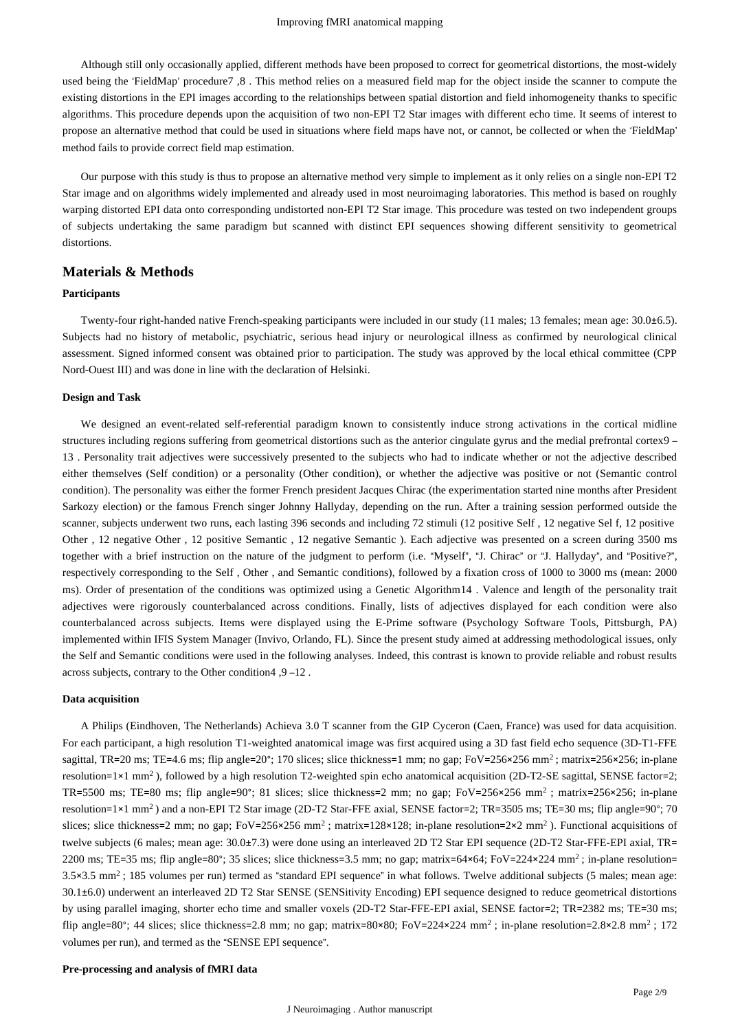Although still only occasionally applied, different methods have been proposed to correct for geometrical distortions, the most-widely used being the 'FieldMap' procedure[7,8]. This method relies on a measured field map for the object inside the scanner to compute the existing distortions in the EPI images according to the relationships between spatial distortion and field inhomogeneity thanks to specific algorithms. This procedure depends upon the acquisition of two non-EPI T2 Star images with different echo time. It seems of interest to propose an alternative method that could be used in situations where field maps have not, or cannot, be collected or when the 'FieldMap' method fails to provide correct field map estimation.

Our purpose with this study is thus to propose an alternative method very simple to implement as it only relies on a single non-EPI T2 Star image and on algorithms widely implemented and already used in most neuroimaging laboratories. This method is based on roughly warping distorted EPI data onto corresponding undistorted non-EPI T2 Star image. This procedure was tested on two independent groups of subjects undertaking the same paradigm but scanned with distinct EPI sequences showing different sensitivity to geometrical distortions.

## Materials & Methods

### Participants

Twenty-four right-handed native French-speaking participants were included in our study (11 males; 13 females; mean age: 30.0±6.5). Subjects had no history of metabolic, psychiatric, serious head injury or neurological illness as confirmed by neurological clinical assessment. Signed informed consent was obtained prior to participation. The study was approved by the local ethical committee (CPP Nord-Ouest III) and was done in line with the declaration of Helsinki.

### Design and Task

We designed an event-related self-referential paradigm known to consistently induce strong activations in the cortical midline structures including regions suffering from geometrical distortions such as the anterior cingulate gyrus and the medial prefrontal cortex[9–13]. Personality trait adjectives were successively presented to the subjects who had to indicate whether or not the adjective described either themselves (Self condition) or a personality (Other condition), or whether the adjective was positive or not (Semantic control condition). The personality was either the former French president Jacques Chirac (the experimentation started nine months after President Sarkozy election) or the famous French singer Johnny Hallyday, depending on the run. After a training session performed outside the scanner, subjects underwent two runs, each lasting 396 seconds and including 72 stimuli (12 positive Self , 12 negative Sel f, 12 positive Other , 12 negative Other , 12 positive Semantic , 12 negative Semantic ). Each adjective was presented on a screen during 3500 ms together with a brief instruction on the nature of the judgment to perform (i.e. "Myself", "J. Chirac" or "J. Hallyday", and "Positive?", respectively corresponding to the Self , Other , and Semantic conditions), followed by a fixation cross of 1000 to 3000 ms (mean: 2000 ms). Order of presentation of the conditions was optimized using a Genetic Algorithm[14]. Valence and length of the personality trait adjectives were rigorously counterbalanced across conditions. Finally, lists of adjectives displayed for each condition were also counterbalanced across subjects. Items were displayed using the E-Prime software (Psychology Software Tools, Pittsburgh, PA) implemented within IFIS System Manager (Invivo, Orlando, FL). Since the present study aimed at addressing methodological issues, only the Self and Semantic conditions were used in the following analyses. Indeed, this contrast is known to provide reliable and robust results across subjects, contrary to the Other condition[4,9–12].

### Data acquisition

A Philips (Eindhoven, The Netherlands) Achieva 3.0 T scanner from the GIP Cyceron (Caen, France) was used for data acquisition. For each participant, a high resolution T1-weighted anatomical image was first acquired using a 3D fast field echo sequence (3D-T1-FFE sagittal, TR=20 ms; TE=4.6 ms; flip angle=20°; 170 slices; slice thickness=1 mm; no gap; FoV=256×256 $mm^2$; matrix=256×256; in-plane resolution=1×1 $mm^2$), followed by a high resolution T2-weighted spin echo anatomical acquisition (2D-T2-SE sagittal, SENSE factor=2; TR=5500 ms; TE=80 ms; flip angle=90°; 81 slices; slice thickness=2 mm; no gap; FoV=256×256 $mm^2$; matrix=256×256; in-plane resolution=1×1 $mm^2$) and a non-EPI T2 Star image (2D-T2 Star-FFE axial, SENSE factor=2; TR=3505 ms; TE=30 ms; flip angle=90°; 70 slices; slice thickness=2 mm; no gap; FoV=256×256 $mm^2$; matrix=128×128; in-plane resolution=2×2 $mm^2$). Functional acquisitions of twelve subjects (6 males; mean age: 30.0±7.3) were done using an interleaved 2D T2 Star EPI sequence (2D-T2 Star-FFE-EPI axial, TR= 2200 ms; TE=35 ms; flip angle=80°; 35 slices; slice thickness=3.5 mm; no gap; matrix=64×64; FoV=224×224 $mm^2$; in-plane resolution= 3.5×3.5 $mm^2$; 185 volumes per run) termed as "standard EPI sequence" in what follows. Twelve additional subjects (5 males; mean age: 30.1±6.0) underwent an interleaved 2D T2 Star SENSE (SENSitivity Encoding) EPI sequence designed to reduce geometrical distortions by using parallel imaging, shorter echo time and smaller voxels (2D-T2 Star-FFE-EPI axial, SENSE factor=2; TR=2382 ms; TE=30 ms; flip angle=80°; 44 slices; slice thickness=2.8 mm; no gap; matrix=80×80; FoV=224×224 $mm^2$; in-plane resolution=2.8×2.8 $mm^2$; 172 volumes per run), and termed as the "SENSE EPI sequence".

### Pre-processing and analysis of fMRI data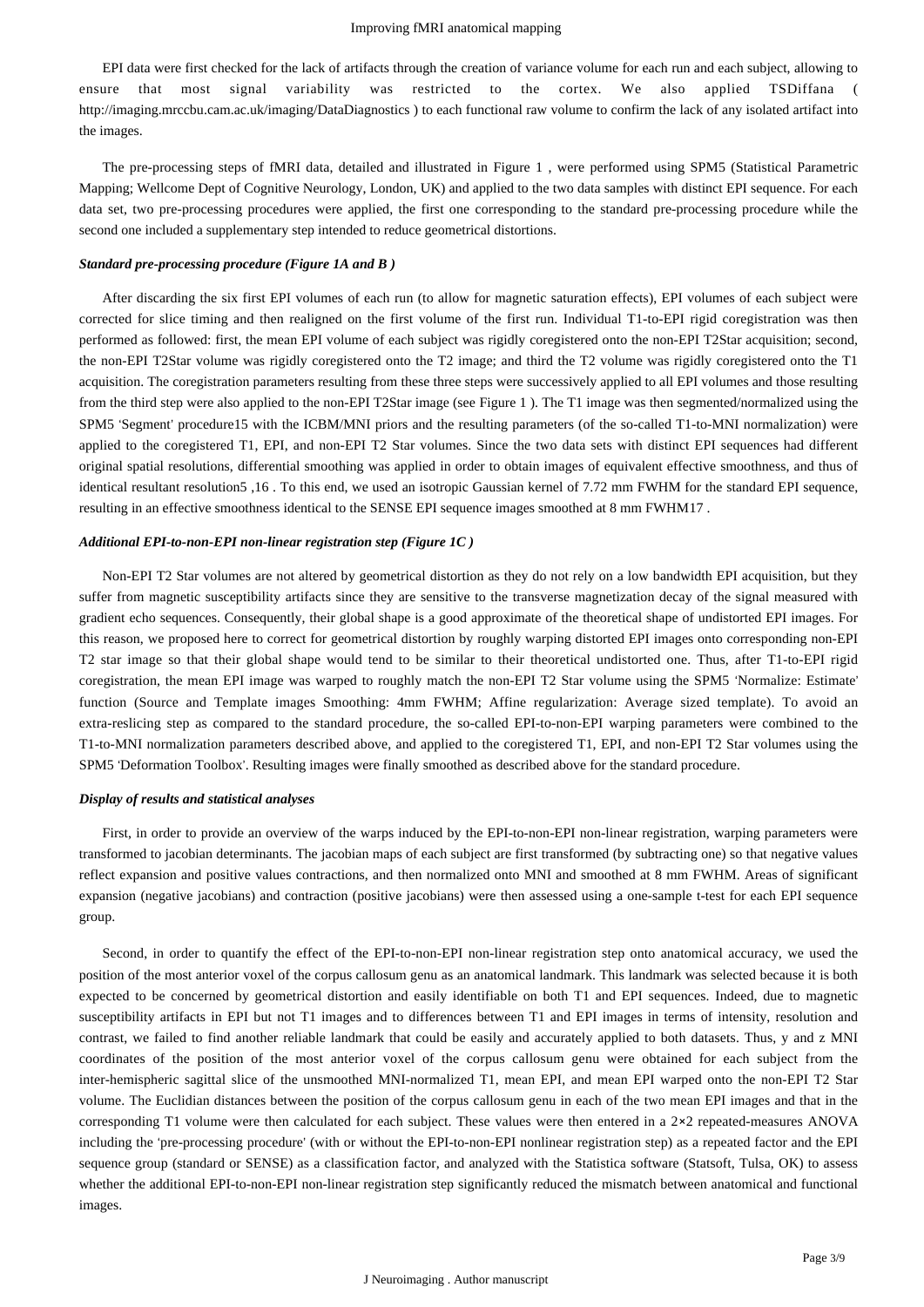EPI data were first checked for the lack of artifacts through the creation of variance volume for each run and each subject, allowing to ensure that most signal variability was restricted to the cortex. We also applied TSDiffana ( http://imaging.mrccbu.cam.ac.uk/imaging/DataDiagnostics ) to each functional raw volume to confirm the lack of any isolated artifact into the images.

The pre-processing steps of fMRI data, detailed and illustrated in Figure 1 , were performed using SPM5 (Statistical Parametric Mapping; Wellcome Dept of Cognitive Neurology, London, UK) and applied to the two data samples with distinct EPI sequence. For each data set, two pre-processing procedures were applied, the first one corresponding to the standard pre-processing procedure while the second one included a supplementary step intended to reduce geometrical distortions.

#### *Standard pre-processing procedure (Figure 1A and B )*

After discarding the six first EPI volumes of each run (to allow for magnetic saturation effects), EPI volumes of each subject were corrected for slice timing and then realigned on the first volume of the first run. Individual T1-to-EPI rigid coregistration was then performed as followed: first, the mean EPI volume of each subject was rigidly coregistered onto the non-EPI T2Star acquisition; second, the non-EPI T2Star volume was rigidly coregistered onto the T2 image; and third the T2 volume was rigidly coregistered onto the T1 acquisition. The coregistration parameters resulting from these three steps were successively applied to all EPI volumes and those resulting from the third step were also applied to the non-EPI T2Star image (see Figure 1 ). The T1 image was then segmented/normalized using the SPM5 'Segment' procedure[15] with the ICBM/MNI priors and the resulting parameters (of the so-called T1-to-MNI normalization) were applied to the coregistered T1, EPI, and non-EPI T2 Star volumes. Since the two data sets with distinct EPI sequences had different original spatial resolutions, differential smoothing was applied in order to obtain images of equivalent effective smoothness, and thus of identical resultant resolution[5,16]. To this end, we used an isotropic Gaussian kernel of 7.72 mm FWHM for the standard EPI sequence, resulting in an effective smoothness identical to the SENSE EPI sequence images smoothed at 8 mm FWHM[17].

#### *Additional EPI-to-non-EPI non-linear registration step (Figure 1C )*

Non-EPI T2 Star volumes are not altered by geometrical distortion as they do not rely on a low bandwidth EPI acquisition, but they suffer from magnetic susceptibility artifacts since they are sensitive to the transverse magnetization decay of the signal measured with gradient echo sequences. Consequently, their global shape is a good approximate of the theoretical shape of undistorted EPI images. For this reason, we proposed here to correct for geometrical distortion by roughly warping distorted EPI images onto corresponding non-EPI T2 star image so that their global shape would tend to be similar to their theoretical undistorted one. Thus, after T1-to-EPI rigid coregistration, the mean EPI image was warped to roughly match the non-EPI T2 Star volume using the SPM5 'Normalize: Estimate' function (Source and Template images Smoothing: 4mm FWHM; Affine regularization: Average sized template). To avoid an extra-reslicing step as compared to the standard procedure, the so-called EPI-to-non-EPI warping parameters were combined to the T1-to-MNI normalization parameters described above, and applied to the coregistered T1, EPI, and non-EPI T2 Star volumes using the SPM5 'Deformation Toolbox'. Resulting images were finally smoothed as described above for the standard procedure.

#### *Display of results and statistical analyses*

First, in order to provide an overview of the warps induced by the EPI-to-non-EPI non-linear registration, warping parameters were transformed to jacobian determinants. The jacobian maps of each subject are first transformed (by subtracting one) so that negative values reflect expansion and positive values contractions, and then normalized onto MNI and smoothed at 8 mm FWHM. Areas of significant expansion (negative jacobians) and contraction (positive jacobians) were then assessed using a one-sample t-test for each EPI sequence group.

Second, in order to quantify the effect of the EPI-to-non-EPI non-linear registration step onto anatomical accuracy, we used the position of the most anterior voxel of the corpus callosum genu as an anatomical landmark. This landmark was selected because it is both expected to be concerned by geometrical distortion and easily identifiable on both T1 and EPI sequences. Indeed, due to magnetic susceptibility artifacts in EPI but not T1 images and to differences between T1 and EPI images in terms of intensity, resolution and contrast, we failed to find another reliable landmark that could be easily and accurately applied to both datasets. Thus, y and z MNI coordinates of the position of the most anterior voxel of the corpus callosum genu were obtained for each subject from the inter-hemispheric sagittal slice of the unsmoothed MNI-normalized T1, mean EPI, and mean EPI warped onto the non-EPI T2 Star volume. The Euclidian distances between the position of the corpus callosum genu in each of the two mean EPI images and that in the corresponding T1 volume were then calculated for each subject. These values were then entered in a $2\times2$ repeated-measures ANOVA including the 'pre-processing procedure' (with or without the EPI-to-non-EPI nonlinear registration step) as a repeated factor and the EPI sequence group (standard or SENSE) as a classification factor, and analyzed with the Statistica software (Statsoft, Tulsa, OK) to assess whether the additional EPI-to-non-EPI non-linear registration step significantly reduced the mismatch between anatomical and functional images.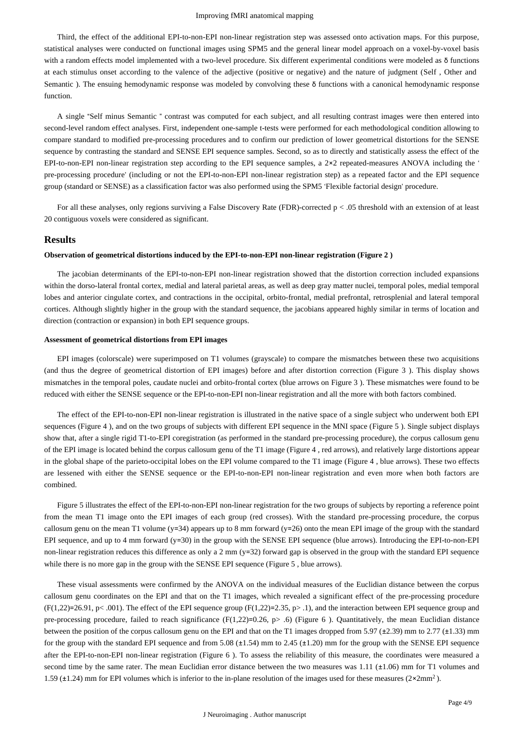Third, the effect of the additional EPI-to-non-EPI non-linear registration step was assessed onto activation maps. For this purpose, statistical analyses were conducted on functional images using SPM5 and the general linear model approach on a voxel-by-voxel basis with a random effects model implemented with a two-level procedure. Six different experimental conditions were modeled as δ functions at each stimulus onset according to the valence of the adjective (positive or negative) and the nature of judgment (Self , Other and Semantic ). The ensuing hemodynamic response was modeled by convolving these δ functions with a canonical hemodynamic response function.

A single "Self minus Semantic " contrast was computed for each subject, and all resulting contrast images were then entered into second-level random effect analyses. First, independent one-sample t-tests were performed for each methodological condition allowing to compare standard to modified pre-processing procedures and to confirm our prediction of lower geometrical distortions for the SENSE sequence by contrasting the standard and SENSE EPI sequence samples. Second, so as to directly and statistically assess the effect of the EPI-to-non-EPI non-linear registration step according to the EPI sequence samples, a 2×2 repeated-measures ANOVA including the ' pre-processing procedure' (including or not the EPI-to-non-EPI non-linear registration step) as a repeated factor and the EPI sequence group (standard or SENSE) as a classification factor was also performed using the SPM5 'Flexible factorial design' procedure.

For all these analyses, only regions surviving a False Discovery Rate (FDR)-corrected $p < .05$ threshold with an extension of at least 20 contiguous voxels were considered as significant.

## Results

#### Observation of geometrical distortions induced by the EPI-to-non-EPI non-linear registration (Figure 2 )

The jacobian determinants of the EPI-to-non-EPI non-linear registration showed that the distortion correction included expansions within the dorso-lateral frontal cortex, medial and lateral parietal areas, as well as deep gray matter nuclei, temporal poles, medial temporal lobes and anterior cingulate cortex, and contractions in the occipital, orbito-frontal, medial prefrontal, retrosplenial and lateral temporal cortices. Although slightly higher in the group with the standard sequence, the jacobians appeared highly similar in terms of location and direction (contraction or expansion) in both EPI sequence groups.

#### Assessment of geometrical distortions from EPI images

EPI images (colorscale) were superimposed on T1 volumes (grayscale) to compare the mismatches between these two acquisitions (and thus the degree of geometrical distortion of EPI images) before and after distortion correction (Figure 3 ). This display shows mismatches in the temporal poles, caudate nuclei and orbito-frontal cortex (blue arrows on Figure 3 ). These mismatches were found to be reduced with either the SENSE sequence or the EPI-to-non-EPI non-linear registration and all the more with both factors combined.

The effect of the EPI-to-non-EPI non-linear registration is illustrated in the native space of a single subject who underwent both EPI sequences (Figure 4 ), and on the two groups of subjects with different EPI sequence in the MNI space (Figure 5 ). Single subject displays show that, after a single rigid T1-to-EPI coregistration (as performed in the standard pre-processing procedure), the corpus callosum genu of the EPI image is located behind the corpus callosum genu of the T1 image (Figure 4 , red arrows), and relatively large distortions appear in the global shape of the parieto-occipital lobes on the EPI volume compared to the T1 image (Figure 4 , blue arrows). These two effects are lessened with either the SENSE sequence or the EPI-to-non-EPI non-linear registration and even more when both factors are combined.

Figure 5 illustrates the effect of the EPI-to-non-EPI non-linear registration for the two groups of subjects by reporting a reference point from the mean T1 image onto the EPI images of each group (red crosses). With the standard pre-processing procedure, the corpus callosum genu on the mean T1 volume (y=34) appears up to 8 mm forward (y=26) onto the mean EPI image of the group with the standard EPI sequence, and up to 4 mm forward (y=30) in the group with the SENSE EPI sequence (blue arrows). Introducing the EPI-to-non-EPI non-linear registration reduces this difference as only a 2 mm (y=32) forward gap is observed in the group with the standard EPI sequence while there is no more gap in the group with the SENSE EPI sequence (Figure 5 , blue arrows).

These visual assessments were confirmed by the ANOVA on the individual measures of the Euclidian distance between the corpus callosum genu coordinates on the EPI and that on the T1 images, which revealed a significant effect of the pre-processing procedure ($F(1,22)=26.91$, $p< .001$). The effect of the EPI sequence group ($F(1,22)=2.35$, $p> .1$), and the interaction between EPI sequence group and pre-processing procedure, failed to reach significance ($F(1,22)=0.26$, $p> .6$) (Figure 6 ). Quantitatively, the mean Euclidian distance between the position of the corpus callosum genu on the EPI and that on the T1 images dropped from 5.97 (±2.39) mm to 2.77 (±1.33) mm for the group with the standard EPI sequence and from 5.08 (±1.54) mm to 2.45 (±1.20) mm for the group with the SENSE EPI sequence after the EPI-to-non-EPI non-linear registration (Figure 6 ). To assess the reliability of this measure, the coordinates were measured a second time by the same rater. The mean Euclidian error distance between the two measures was 1.11 (±1.06) mm for T1 volumes and 1.59 (±1.24) mm for EPI volumes which is inferior to the in-plane resolution of the images used for these measures ($2 \times 2 mm^2$ ).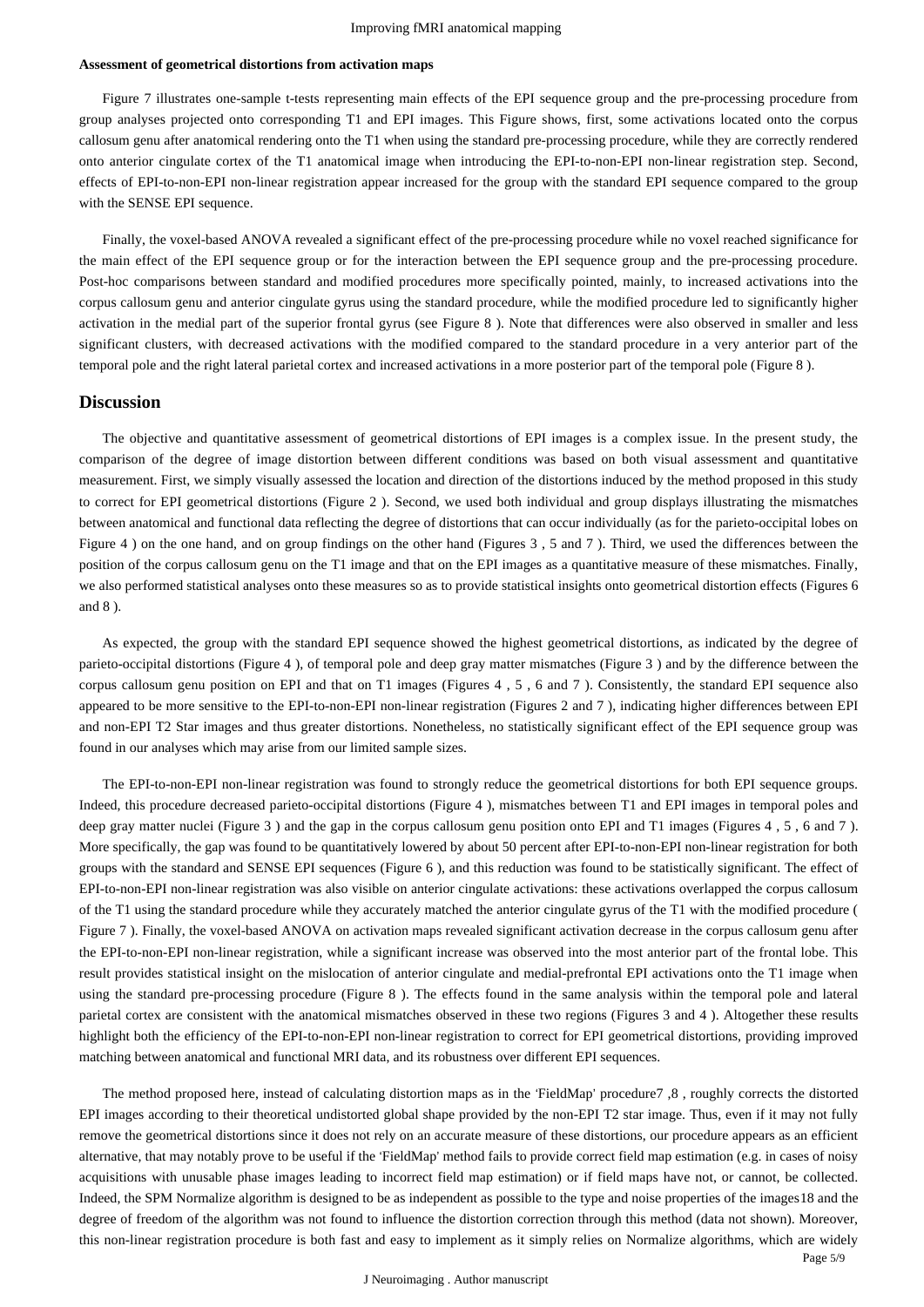#### Assessment of geometrical distortions from activation maps

Figure 7 illustrates one-sample t-tests representing main effects of the EPI sequence group and the pre-processing procedure from group analyses projected onto corresponding T1 and EPI images. This Figure shows, first, some activations located onto the corpus callosum genu after anatomical rendering onto the T1 when using the standard pre-processing procedure, while they are correctly rendered onto anterior cingulate cortex of the T1 anatomical image when introducing the EPI-to-non-EPI non-linear registration step. Second, effects of EPI-to-non-EPI non-linear registration appear increased for the group with the standard EPI sequence compared to the group with the SENSE EPI sequence.

Finally, the voxel-based ANOVA revealed a significant effect of the pre-processing procedure while no voxel reached significance for the main effect of the EPI sequence group or for the interaction between the EPI sequence group and the pre-processing procedure. Post-hoc comparisons between standard and modified procedures more specifically pointed, mainly, to increased activations into the corpus callosum genu and anterior cingulate gyrus using the standard procedure, while the modified procedure led to significantly higher activation in the medial part of the superior frontal gyrus (see Figure 8 ). Note that differences were also observed in smaller and less significant clusters, with decreased activations with the modified compared to the standard procedure in a very anterior part of the temporal pole and the right lateral parietal cortex and increased activations in a more posterior part of the temporal pole (Figure 8 ).

## Discussion

The objective and quantitative assessment of geometrical distortions of EPI images is a complex issue. In the present study, the comparison of the degree of image distortion between different conditions was based on both visual assessment and quantitative measurement. First, we simply visually assessed the location and direction of the distortions induced by the method proposed in this study to correct for EPI geometrical distortions (Figure 2 ). Second, we used both individual and group displays illustrating the mismatches between anatomical and functional data reflecting the degree of distortions that can occur individually (as for the parieto-occipital lobes on Figure 4 ) on the one hand, and on group findings on the other hand (Figures 3 , 5 and 7 ). Third, we used the differences between the position of the corpus callosum genu on the T1 image and that on the EPI images as a quantitative measure of these mismatches. Finally, we also performed statistical analyses onto these measures so as to provide statistical insights onto geometrical distortion effects (Figures 6 and 8 ).

As expected, the group with the standard EPI sequence showed the highest geometrical distortions, as indicated by the degree of parieto-occipital distortions (Figure 4 ), of temporal pole and deep gray matter mismatches (Figure 3 ) and by the difference between the corpus callosum genu position on EPI and that on T1 images (Figures 4 , 5 , 6 and 7 ). Consistently, the standard EPI sequence also appeared to be more sensitive to the EPI-to-non-EPI non-linear registration (Figures 2 and 7 ), indicating higher differences between EPI and non-EPI T2 Star images and thus greater distortions. Nonetheless, no statistically significant effect of the EPI sequence group was found in our analyses which may arise from our limited sample sizes.

The EPI-to-non-EPI non-linear registration was found to strongly reduce the geometrical distortions for both EPI sequence groups. Indeed, this procedure decreased parieto-occipital distortions (Figure 4 ), mismatches between T1 and EPI images in temporal poles and deep gray matter nuclei (Figure 3 ) and the gap in the corpus callosum genu position onto EPI and T1 images (Figures 4 , 5 , 6 and 7 ). More specifically, the gap was found to be quantitatively lowered by about 50 percent after EPI-to-non-EPI non-linear registration for both groups with the standard and SENSE EPI sequences (Figure 6 ), and this reduction was found to be statistically significant. The effect of EPI-to-non-EPI non-linear registration was also visible on anterior cingulate activations: these activations overlapped the corpus callosum of the T1 using the standard procedure while they accurately matched the anterior cingulate gyrus of the T1 with the modified procedure ( Figure 7 ). Finally, the voxel-based ANOVA on activation maps revealed significant activation decrease in the corpus callosum genu after the EPI-to-non-EPI non-linear registration, while a significant increase was observed into the most anterior part of the frontal lobe. This result provides statistical insight on the mislocation of anterior cingulate and medial-prefrontal EPI activations onto the T1 image when using the standard pre-processing procedure (Figure 8 ). The effects found in the same analysis within the temporal pole and lateral parietal cortex are consistent with the anatomical mismatches observed in these two regions (Figures 3 and 4 ). Altogether these results highlight both the efficiency of the EPI-to-non-EPI non-linear registration to correct for EPI geometrical distortions, providing improved matching between anatomical and functional MRI data, and its robustness over different EPI sequences.

The method proposed here, instead of calculating distortion maps as in the 'FieldMap' procedure[7,8], roughly corrects the distorted EPI images according to their theoretical undistorted global shape provided by the non-EPI T2 star image. Thus, even if it may not fully remove the geometrical distortions since it does not rely on an accurate measure of these distortions, our procedure appears as an efficient alternative, that may notably prove to be useful if the 'FieldMap' method fails to provide correct field map estimation (e.g. in cases of noisy acquisitions with unusable phase images leading to incorrect field map estimation) or if field maps have not, or cannot, be collected. Indeed, the SPM Normalize algorithm is designed to be as independent as possible to the type and noise properties of the images[18] and the degree of freedom of the algorithm was not found to influence the distortion correction through this method (data not shown). Moreover, this non-linear registration procedure is both fast and easy to implement as it simply relies on Normalize algorithms, which are widely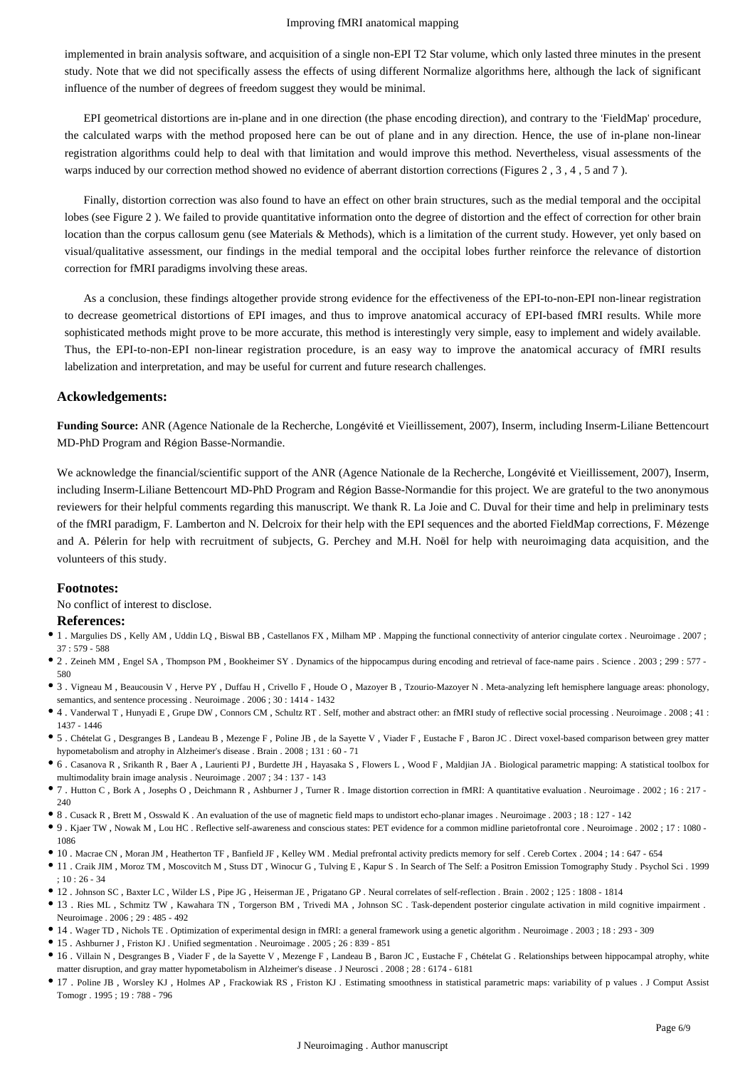implemented in brain analysis software, and acquisition of a single non-EPI T2 Star volume, which only lasted three minutes in the present study. Note that we did not specifically assess the effects of using different Normalize algorithms here, although the lack of significant influence of the number of degrees of freedom suggest they would be minimal.

EPI geometrical distortions are in-plane and in one direction (the phase encoding direction), and contrary to the 'FieldMap' procedure, the calculated warps with the method proposed here can be out of plane and in any direction. Hence, the use of in-plane non-linear registration algorithms could help to deal with that limitation and would improve this method. Nevertheless, visual assessments of the warps induced by our correction method showed no evidence of aberrant distortion corrections (Figures 2 , 3 , 4 , 5 and 7 ).

Finally, distortion correction was also found to have an effect on other brain structures, such as the medial temporal and the occipital lobes (see Figure 2 ). We failed to provide quantitative information onto the degree of distortion and the effect of correction for other brain location than the corpus callosum genu (see Materials & Methods), which is a limitation of the current study. However, yet only based on visual/qualitative assessment, our findings in the medial temporal and the occipital lobes further reinforce the relevance of distortion correction for fMRI paradigms involving these areas.

As a conclusion, these findings altogether provide strong evidence for the effectiveness of the EPI-to-non-EPI non-linear registration to decrease geometrical distortions of EPI images, and thus to improve anatomical accuracy of EPI-based fMRI results. While more sophisticated methods might prove to be more accurate, this method is interestingly very simple, easy to implement and widely available. Thus, the EPI-to-non-EPI non-linear registration procedure, is an easy way to improve the anatomical accuracy of fMRI results labelization and interpretation, and may be useful for current and future research challenges.

### Ackowledgements:

**Funding Source:** ANR (Agence Nationale de la Recherche, Longévité et Vieillissement, 2007), Inserm, including Inserm-Liliane Bettencourt MD-PhD Program and Région Basse-Normandie.

We acknowledge the financial/scientific support of the ANR (Agence Nationale de la Recherche, Longévité et Vieillissement, 2007), Inserm, including Inserm-Liliane Bettencourt MD-PhD Program and Région Basse-Normandie for this project. We are grateful to the two anonymous reviewers for their helpful comments regarding this manuscript. We thank R. La Joie and C. Duval for their time and help in preliminary tests of the fMRI paradigm, F. Lamberton and N. Delcroix for their help with the EPI sequences and the aborted FieldMap corrections, F. Mézenge and A. Pélerin for help with recruitment of subjects, G. Perchey and M.H. Noël for help with neuroimaging data acquisition, and the volunteers of this study.

### Footnotes:

No conflict of interest to disclose.

### References:

- 1 . Margulies DS , Kelly AM , Uddin LQ , Biswal BB , Castellanos FX , Milham MP . Mapping the functional connectivity of anterior cingulate cortex . Neuroimage . 2007 ; 37 : 579 - 588
- 2 . Zeineh MM , Engel SA , Thompson PM , Bookheimer SY . Dynamics of the hippocampus during encoding and retrieval of face-name pairs . Science . 2003 ; 299 : 577 - 580
- 3 . Vigneau M , Beaucousin V , Herve PY , Duffau H , Crivello F , Houde O , Mazoyer B , Tzourio-Mazoyer N . Meta-analyzing left hemisphere language areas: phonology, semantics, and sentence processing . Neuroimage . 2006 ; 30 : 1414 - 1432
- 4 . Vanderwal T , Hunyadi E , Grupe DW , Connors CM , Schultz RT . Self, mother and abstract other: an fMRI study of reflective social processing . Neuroimage . 2008 ; 41 : 1437 - 1446
- 5 . Chételat G , Desgranges B , Landeau B , Mezenge F , Poline JB , de la Sayette V , Viader F , Eustache F , Baron JC . Direct voxel-based comparison between grey matter hypometabolism and atrophy in Alzheimer's disease . Brain . 2008 ; 131 : 60 - 71
- 6 . Casanova R , Srikanth R , Baer A , Laurienti PJ , Burdette JH , Hayasaka S , Flowers L , Wood F , Maldjian JA . Biological parametric mapping: A statistical toolbox for multimodality brain image analysis . Neuroimage . 2007 ; 34 : 137 - 143
- 7 . Hutton C , Bork A , Josephs O , Deichmann R , Ashburner J , Turner R . Image distortion correction in fMRI: A quantitative evaluation . Neuroimage . 2002 ; 16 : 217 - 240
- 8 . Cusack R , Brett M , Osswald K . An evaluation of the use of magnetic field maps to undistort echo-planar images . Neuroimage . 2003 ; 18 : 127 - 142
- 9 . Kjaer TW , Nowak M , Lou HC . Reflective self-awareness and conscious states: PET evidence for a common midline parietofrontal core . Neuroimage . 2002 ; 17 : 1080 - 1086
- 10 . Macrae CN , Moran JM , Heatherton TF , Banfield JF , Kelley WM . Medial prefrontal activity predicts memory for self . Cereb Cortex . 2004 ; 14 : 647 - 654
- 11 . Craik JIM , Moroz TM , Moscovitch M , Stuss DT , Winocur G , Tulving E , Kapur S . In Search of The Self: a Positron Emission Tomography Study . Psychol Sci . 1999 ; 10 : 26 - 34
- 12 . Johnson SC , Baxter LC , Wilder LS , Pipe JG , Heiserman JE , Prigatano GP . Neural correlates of self-reflection . Brain . 2002 ; 125 : 1808 - 1814
- 13 . Ries ML , Schmitz TW , Kawahara TN , Torgerson BM , Trivedi MA , Johnson SC . Task-dependent posterior cingulate activation in mild cognitive impairment . Neuroimage . 2006 ; 29 : 485 - 492
- 14 . Wager TD , Nichols TE . Optimization of experimental design in fMRI: a general framework using a genetic algorithm . Neuroimage . 2003 ; 18 : 293 - 309
- 15 . Ashburner J , Friston KJ . Unified segmentation . Neuroimage . 2005 ; 26 : 839 - 851
- 16 . Villain N , Desgranges B , Viader F , de la Sayette V , Mezenge F , Landeau B , Baron JC , Eustache F , Chételat G . Relationships between hippocampal atrophy, white matter disruption, and gray matter hypometabolism in Alzheimer's disease . J Neurosci . 2008 ; 28 : 6174 - 6181
- 17 . Poline JB , Worsley KJ , Holmes AP , Frackowiak RS , Friston KJ . Estimating smoothness in statistical parametric maps: variability of p values . J Comput Assist Tomogr . 1995 ; 19 : 788 - 796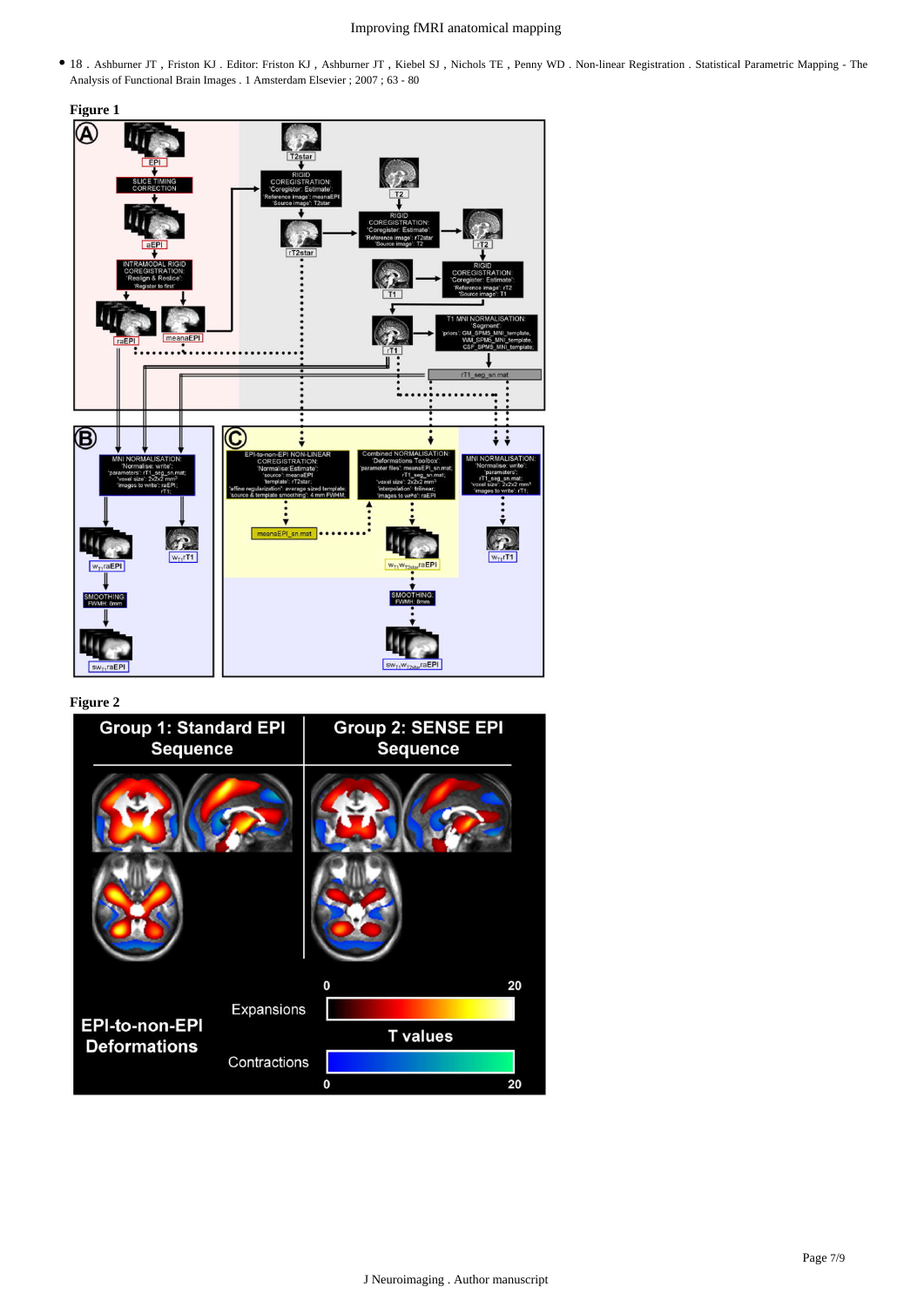- 18 . Ashburner JT , Friston KJ . Editor: Friston KJ , Ashburner JT , Kiebel SJ , Nichols TE , Penny WD . Non-linear Registration . Statistical Parametric Mapping - The Analysis of Functional Brain Images . 1 Amsterdam Elsevier ; 2007 ; 63 - 80

**Figure 1**

**Figure 2**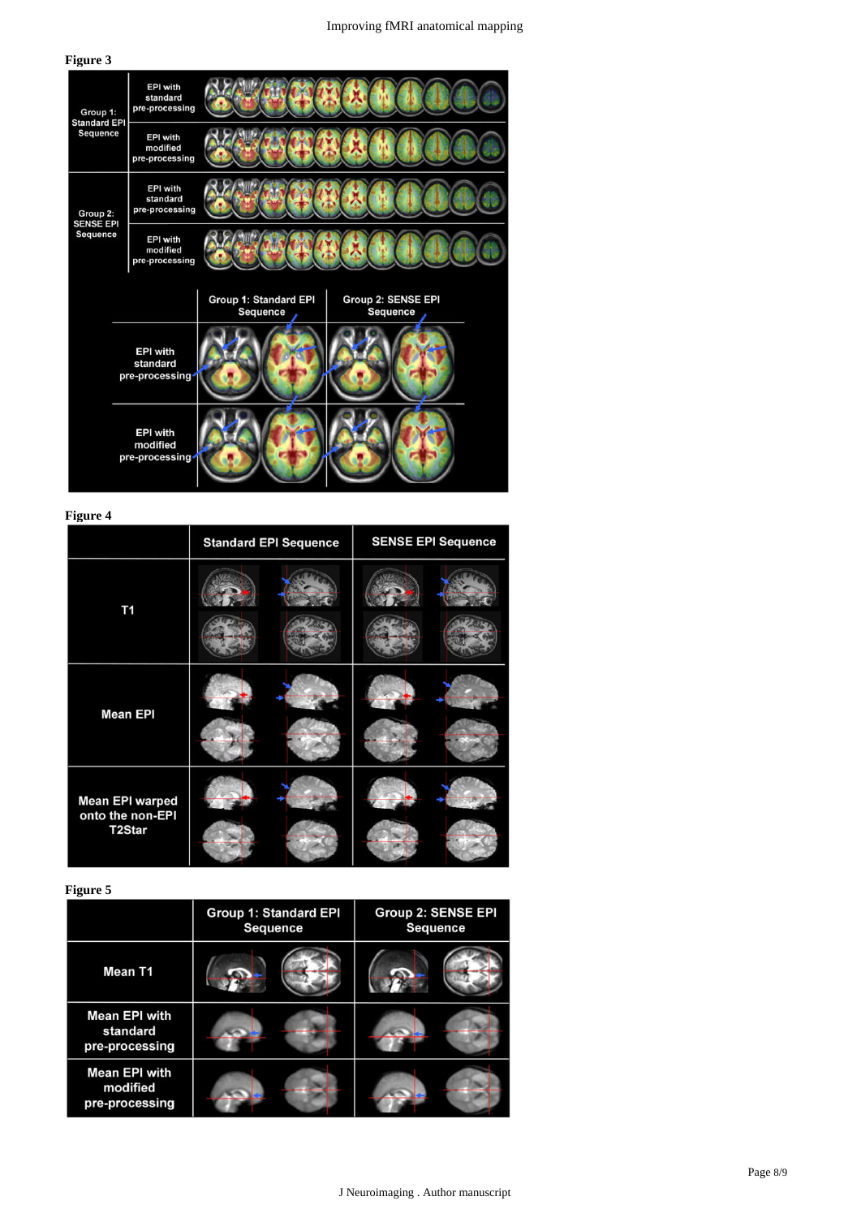## Figure 3

## Figure 4

## Figure 5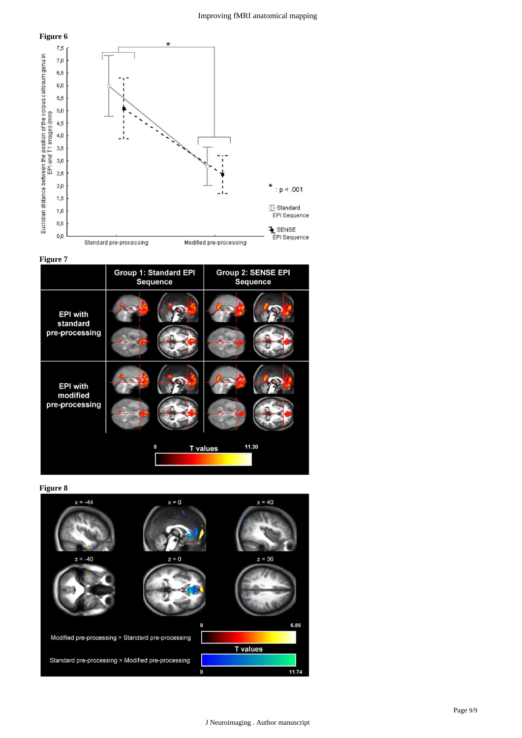**Figure 6**

Euclidian distance between the position of the corpus callosum genu in EPI and T1 images (mm)

7,5
7,0
6,5
6,0
5,5
5,0
4,5
4,0
3,5
3,0
2,5
2,0
1,5
1,0
0,5
0,0

Standard pre-processing

Modified pre-processing

*

* : p < .001

Standard EPI Sequence

SENSE EPI Sequence

**Figure 7**

Group 1: Standard EPI Sequence

Group 2: SENSE EPI Sequence

EPI with standard pre-processing

EPI with modified pre-processing

0 T values 11.30

**Figure 8**

x = -44 x = 0 x = 40

z = -40 z = 0 z = 36

Modified pre-processing > Standard pre-processing

0 6.89

T values

Standard pre-processing > Modified pre-processing

0 11.74